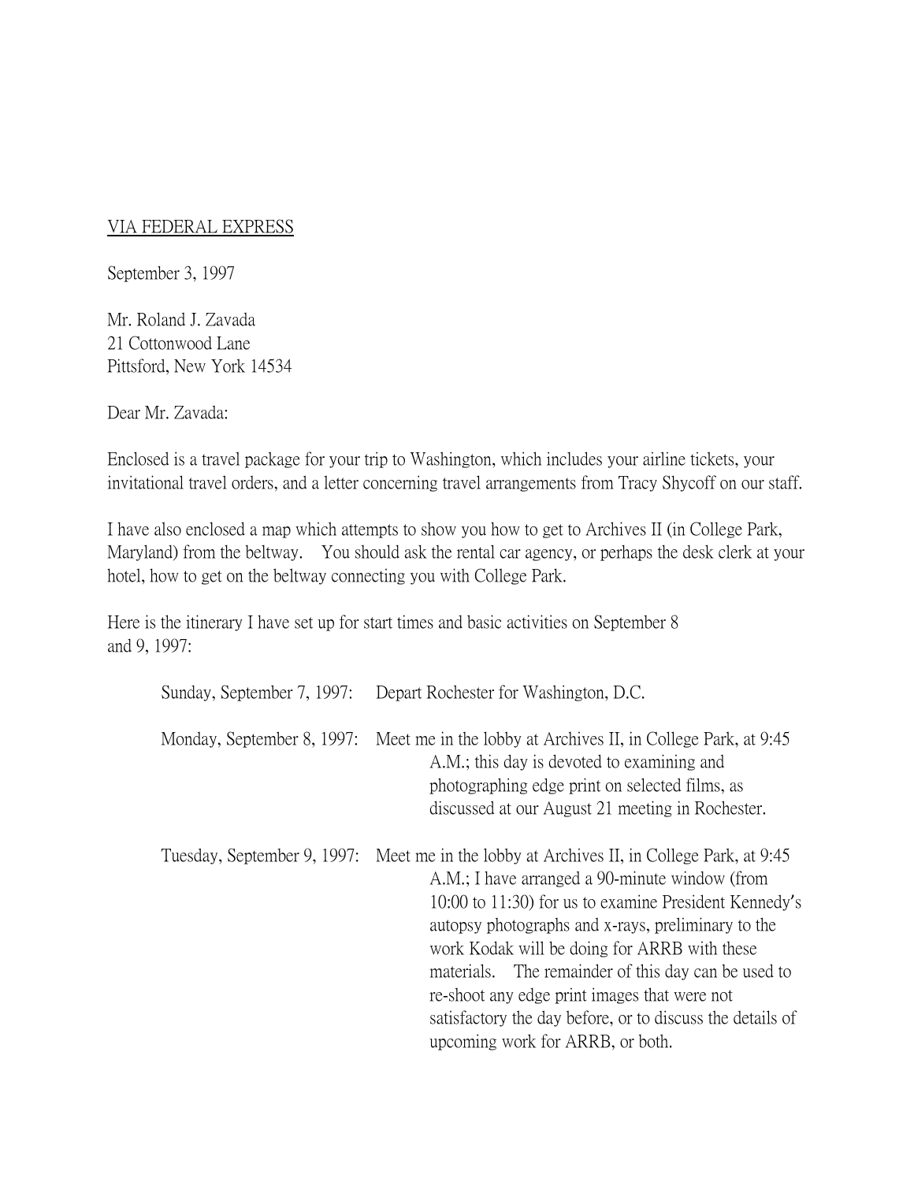VIA FEDERAL EXPRESS

September 3, 1997

Mr. Roland J. Zavada
21 Cottonwood Lane
Pittsford, New York 14534

Dear Mr. Zavada:

Enclosed is a travel package for your trip to Washington, which includes your airline tickets, your invitational travel orders, and a letter concerning travel arrangements from Tracy Shycoff on our staff.

I have also enclosed a map which attempts to show you how to get to Archives II (in College Park, Maryland) from the beltway. You should ask the rental car agency, or perhaps the desk clerk at your hotel, how to get on the beltway connecting you with College Park.

Here is the itinerary I have set up for start times and basic activities on September 8 and 9, 1997:

Sunday, September 7, 1997: Depart Rochester for Washington, D.C.

Monday, September 8, 1997: Meet me in the lobby at Archives II, in College Park, at 9:45 A.M.; this day is devoted to examining and photographing edge print on selected films, as discussed at our August 21 meeting in Rochester.

Tuesday, September 9, 1997: Meet me in the lobby at Archives II, in College Park, at 9:45 A.M.; I have arranged a 90-minute window (from 10:00 to 11:30) for us to examine President Kennedy's autopsy photographs and x-rays, preliminary to the work Kodak will be doing for ARRB with these materials. The remainder of this day can be used to re-shoot any edge print images that were not satisfactory the day before, or to discuss the details of upcoming work for ARRB, or both.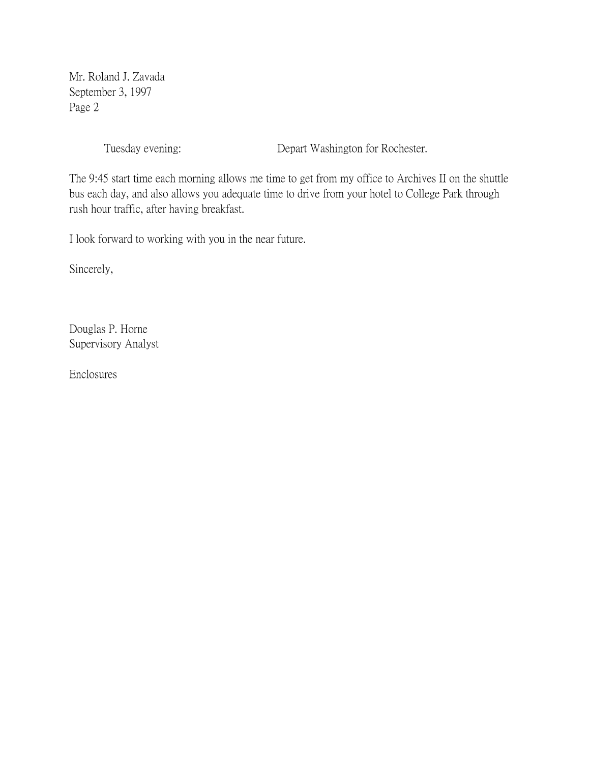Mr. Roland J. Zavada
September 3, 1997
Page 2

Tuesday evening: Depart Washington for Rochester.

The 9:45 start time each morning allows me time to get from my office to Archives II on the shuttle bus each day, and also allows you adequate time to drive from your hotel to College Park through rush hour traffic, after having breakfast.

I look forward to working with you in the near future.

Sincerely,

Douglas P. Horne
Supervisory Analyst

Enclosures